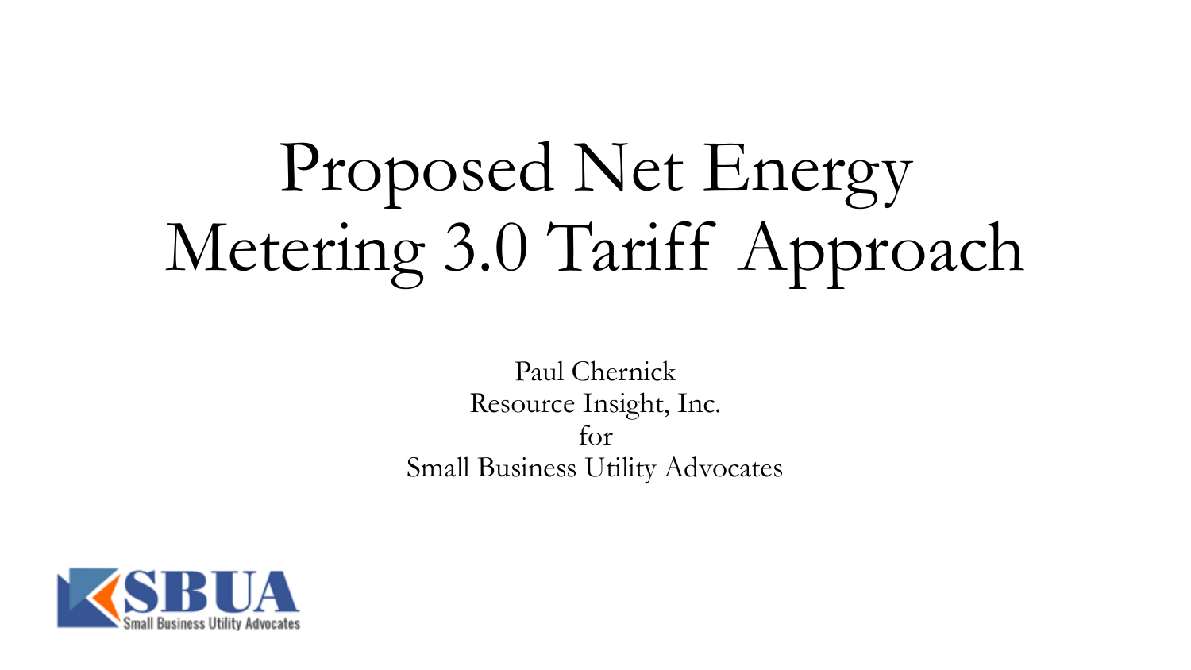# Proposed Net Energy Metering 3.0 Tariff Approach

Paul Chernick
Resource Insight, Inc.
for
Small Business Utility Advocates

SBUA
Small Business Utility Advocates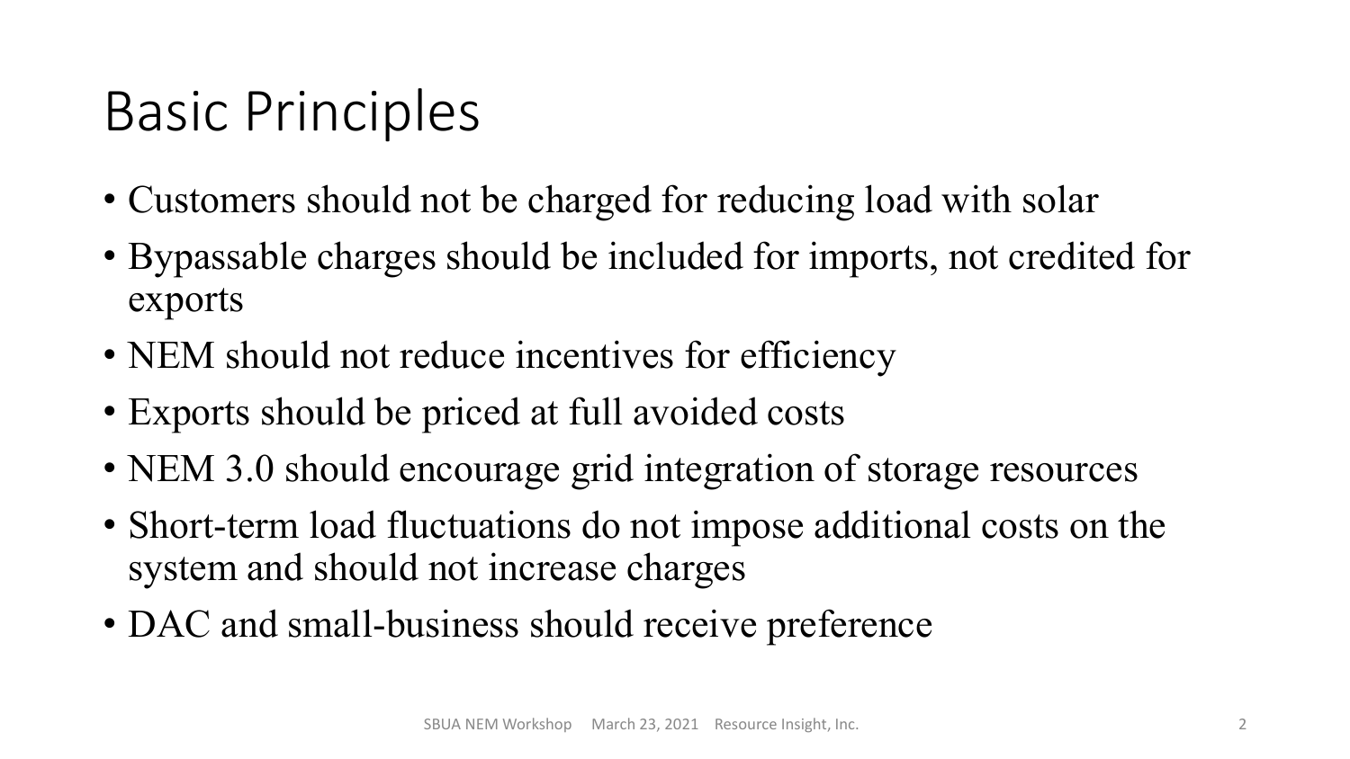# Basic Principles

- Customers should not be charged for reducing load with solar
- Bypassable charges should be included for imports, not credited for exports
- NEM should not reduce incentives for efficiency
- Exports should be priced at full avoided costs
- NEM 3.0 should encourage grid integration of storage resources
- Short-term load fluctuations do not impose additional costs on the system and should not increase charges
- DAC and small-business should receive preference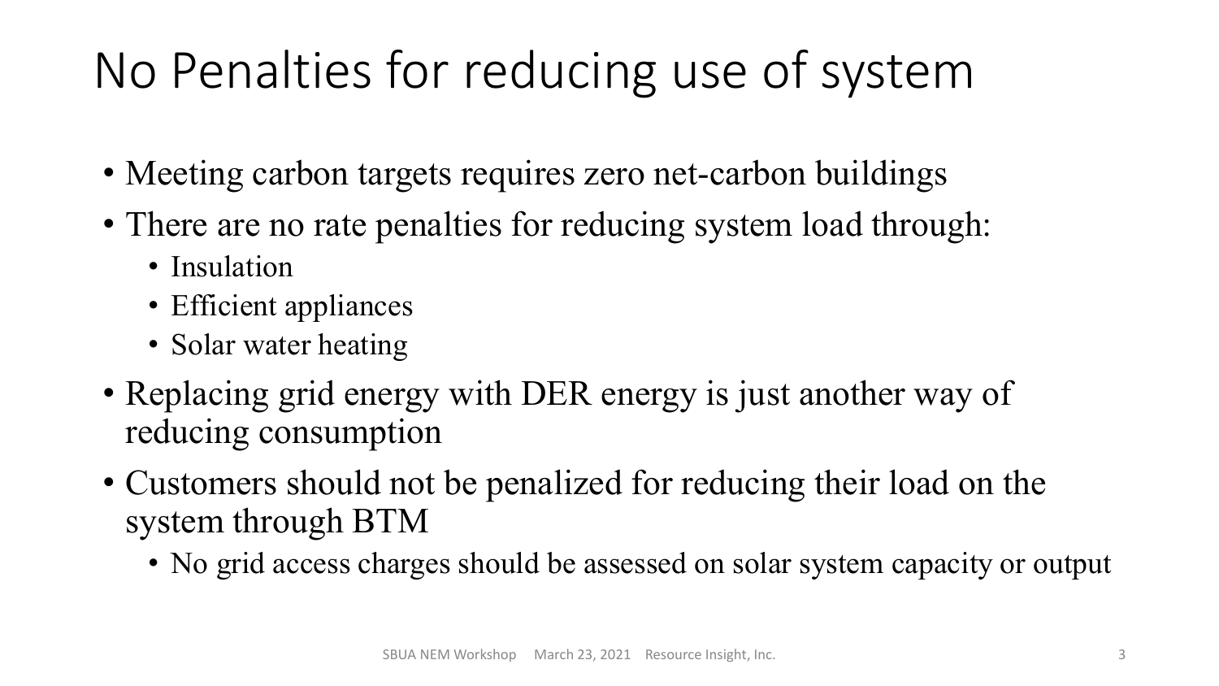# No Penalties for reducing use of system

- Meeting carbon targets requires zero net-carbon buildings
- There are no rate penalties for reducing system load through:
  - Insulation
  - Efficient appliances
  - Solar water heating
- Replacing grid energy with DER energy is just another way of reducing consumption
- Customers should not be penalized for reducing their load on the system through BTM
  - No grid access charges should be assessed on solar system capacity or output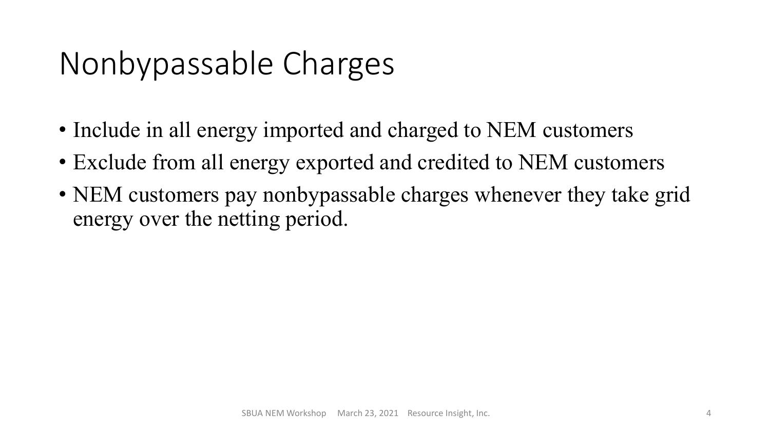# Nonbypassable Charges

- Include in all energy imported and charged to NEM customers
- Exclude from all energy exported and credited to NEM customers
- NEM customers pay nonbypassable charges whenever they take grid energy over the netting period.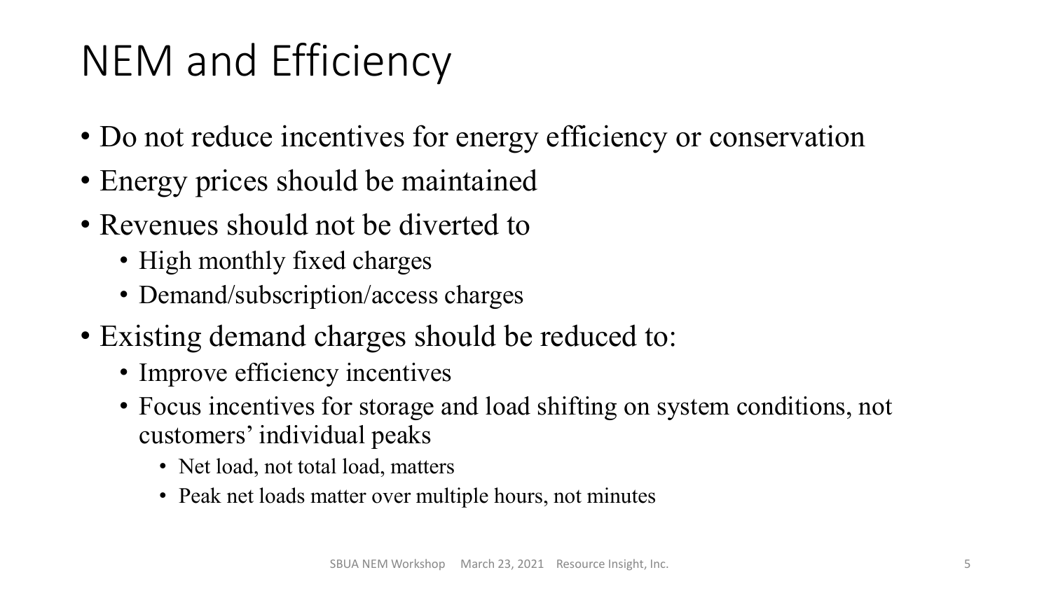# NEM and Efficiency

- Do not reduce incentives for energy efficiency or conservation
- Energy prices should be maintained
- Revenues should not be diverted to
  - High monthly fixed charges
  - Demand/subscription/access charges
- Existing demand charges should be reduced to:
  - Improve efficiency incentives
  - Focus incentives for storage and load shifting on system conditions, not customers' individual peaks
    - Net load, not total load, matters
    - Peak net loads matter over multiple hours, not minutes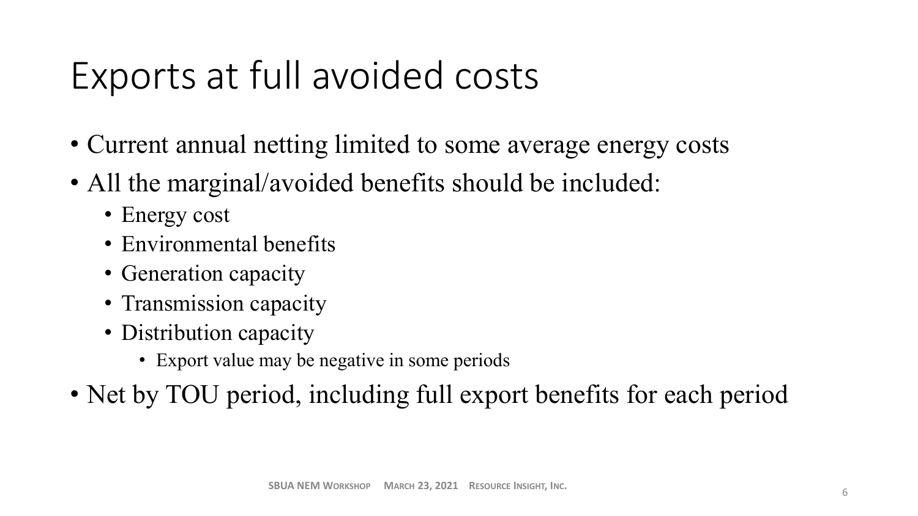# Exports at full avoided costs

- Current annual netting limited to some average energy costs
- All the marginal/avoided benefits should be included:
  - Energy cost
  - Environmental benefits
  - Generation capacity
  - Transmission capacity
  - Distribution capacity
    - Export value may be negative in some periods
- Net by TOU period, including full export benefits for each period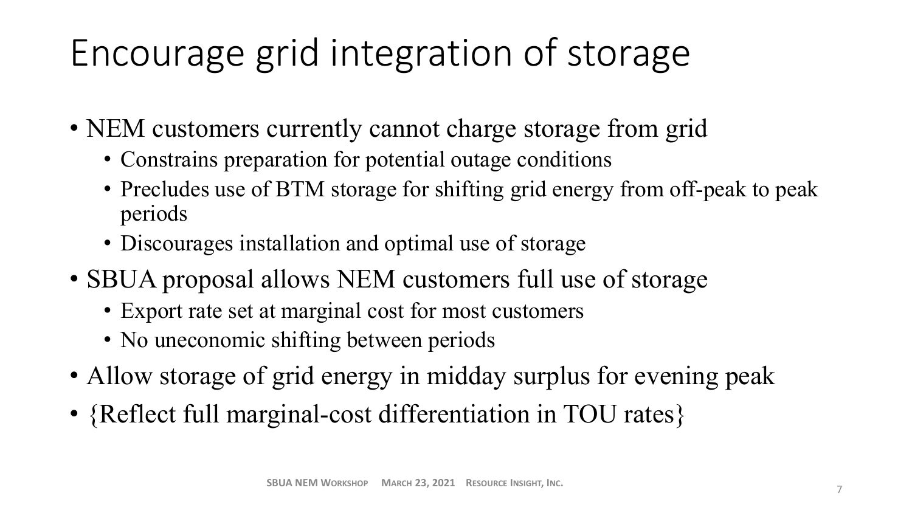# Encourage grid integration of storage

- NEM customers currently cannot charge storage from grid
  - Constrains preparation for potential outage conditions
  - Precludes use of BTM storage for shifting grid energy from off-peak to peak periods
  - Discourages installation and optimal use of storage
- SBUA proposal allows NEM customers full use of storage
  - Export rate set at marginal cost for most customers
  - No uneconomic shifting between periods
- Allow storage of grid energy in midday surplus for evening peak
- {Reflect full marginal-cost differentiation in TOU rates}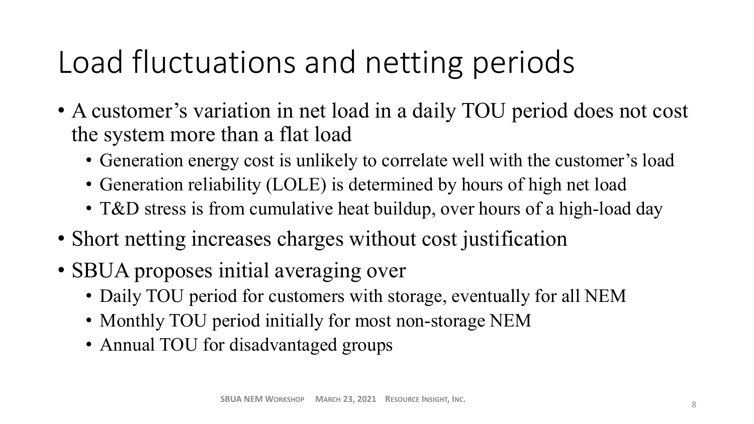# Load fluctuations and netting periods

- A customer's variation in net load in a daily TOU period does not cost the system more than a flat load
  - Generation energy cost is unlikely to correlate well with the customer's load
  - Generation reliability (LOLE) is determined by hours of high net load
  - T&D stress is from cumulative heat buildup, over hours of a high-load day
- Short netting increases charges without cost justification
- SBUA proposes initial averaging over
  - Daily TOU period for customers with storage, eventually for all NEM
  - Monthly TOU period initially for most non-storage NEM
  - Annual TOU for disadvantaged groups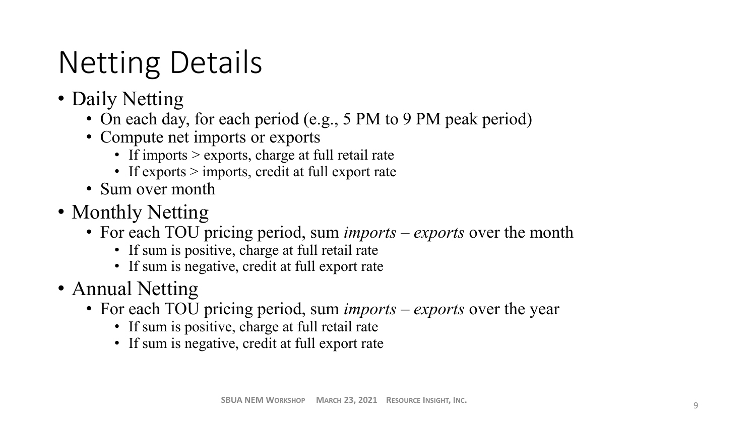# Netting Details

- Daily Netting
  - On each day, for each period (e.g., 5 PM to 9 PM peak period)
  - Compute net imports or exports
    - If imports > exports, charge at full retail rate
    - If exports > imports, credit at full export rate
  - Sum over month
- Monthly Netting
  - For each TOU pricing period, sum *imports – exports* over the month
    - If sum is positive, charge at full retail rate
    - If sum is negative, credit at full export rate
- Annual Netting
  - For each TOU pricing period, sum *imports – exports* over the year
    - If sum is positive, charge at full retail rate
    - If sum is negative, credit at full export rate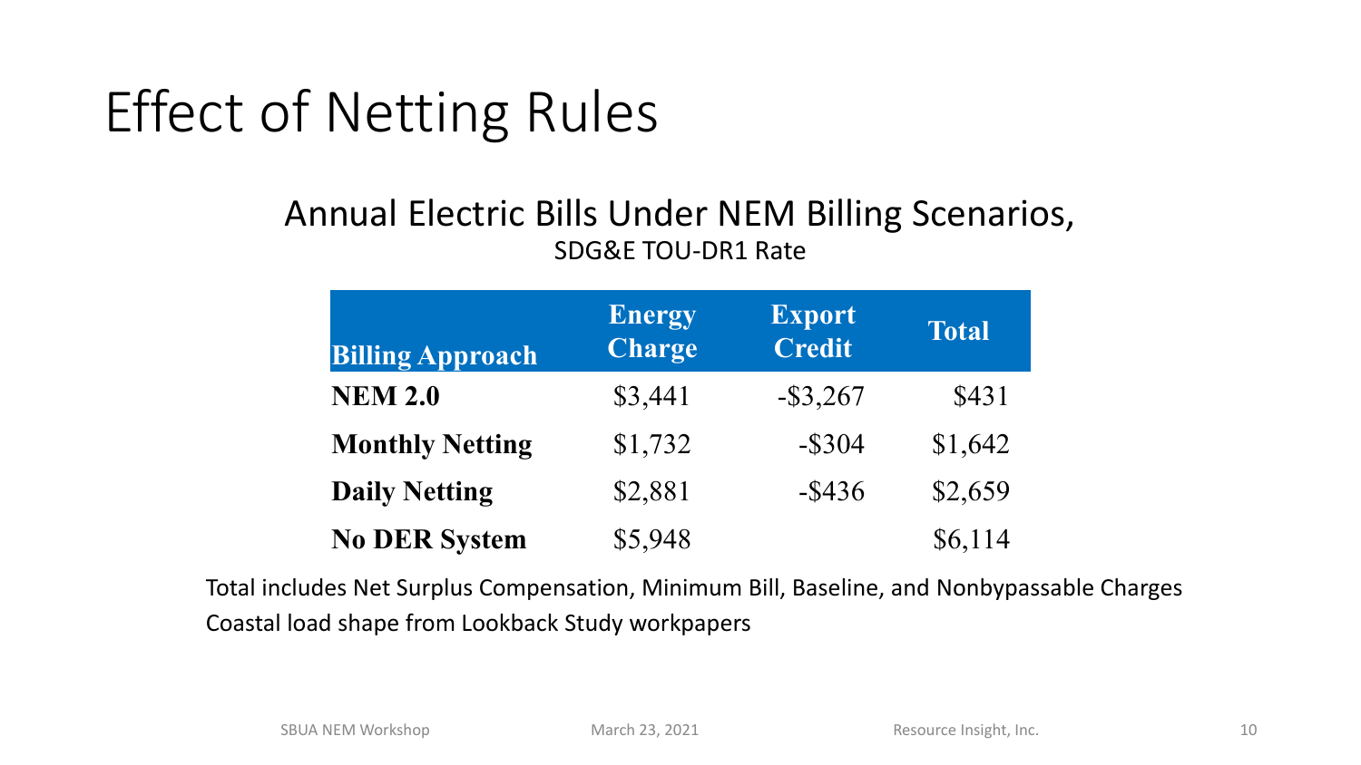# Effect of Netting Rules

## Annual Electric Bills Under NEM Billing Scenarios,

SDG&E TOU-DR1 Rate

| Billing Approach | Energy Charge | Export Credit | Total |
|---|---|---|---|
| **NEM 2.0** | $3,441 | -$3,267 | $431 |
| **Monthly Netting** | $1,732 | -$304 | $1,642 |
| **Daily Netting** | $2,881 | -$436 | $2,659 |
| **No DER System** | $5,948 | | $6,114 |

Total includes Net Surplus Compensation, Minimum Bill, Baseline, and Nonbypassable Charges

Coastal load shape from Lookback Study workpapers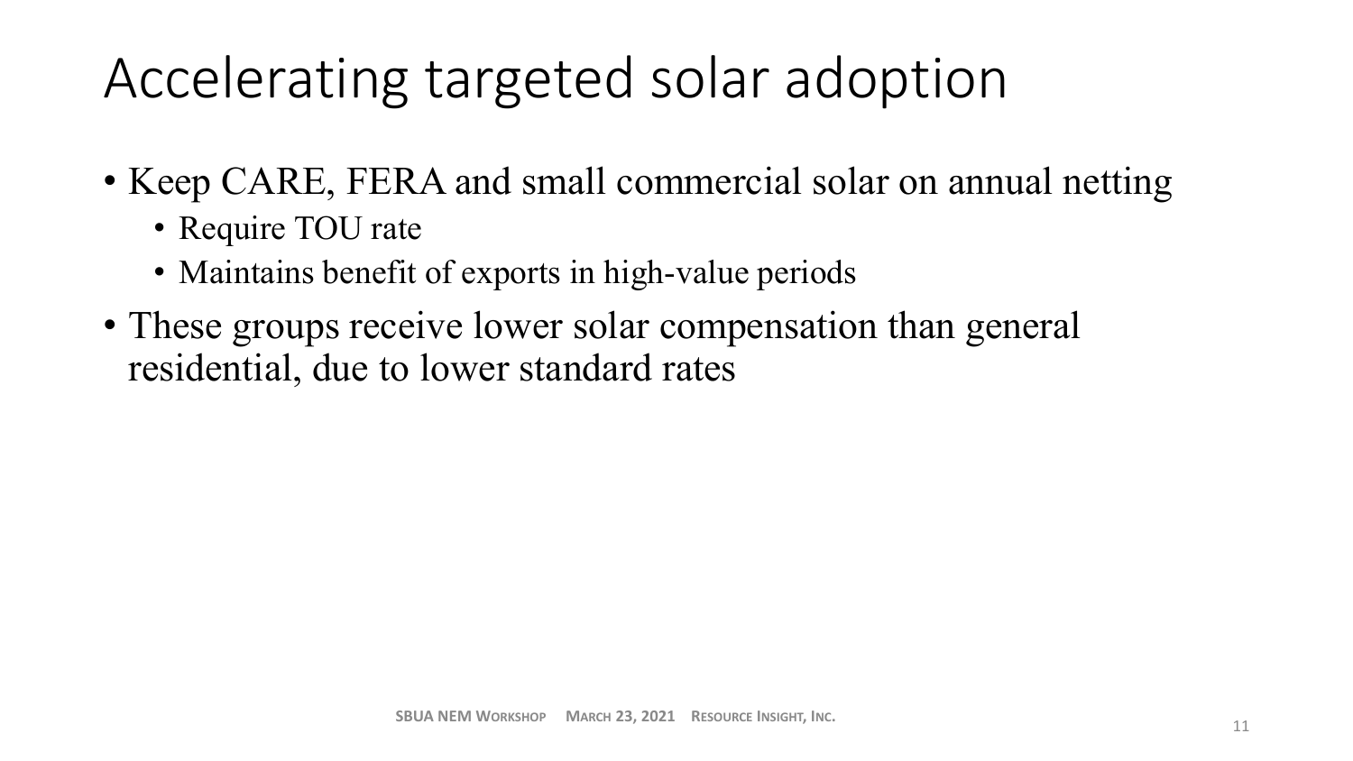# Accelerating targeted solar adoption

- Keep CARE, FERA and small commercial solar on annual netting
  - Require TOU rate
  - Maintains benefit of exports in high-value periods
- These groups receive lower solar compensation than general residential, due to lower standard rates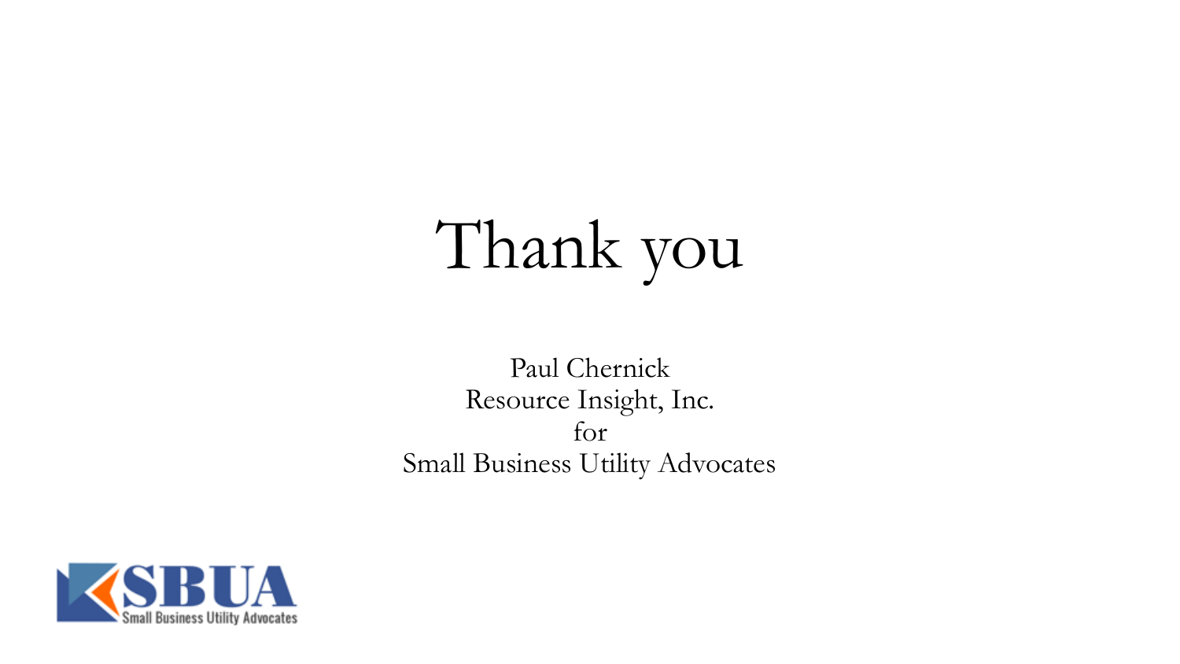# Thank you

Paul Chernick
Resource Insight, Inc.
for
Small Business Utility Advocates

SBUA
Small Business Utility Advocates